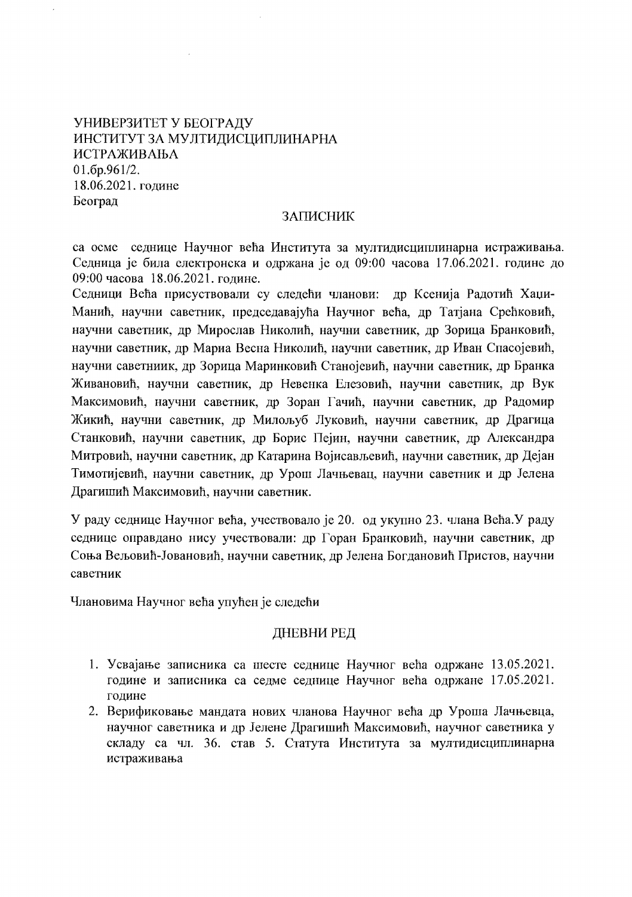УНИВЕРЗИТЕТ У БЕОГРАДУ
ИНСТИТУТ ЗА МУЛТИДИСЦИПЛИНАРНА
ИСТРАЖИВАЊА
01.бр.961/2.
18.06.2021. године
Београд

## ЗАПИСНИК

са осме седнице Научног већа Института за мултидисциплинарна истраживања. Седница је била електронска и одржана је од 09:00 часова 17.06.2021. године до 09:00 часова 18.06.2021. године.

Седници Већа присуствовали су следећи чланови: др Ксенија Радотић Хаџи-Манић, научни саветник, председавајућа Научног већа, др Татјана Срећковић, научни саветник, др Мирослав Николић, научни саветник, др Зорица Бранковић, научни саветник, др Мариа Весна Николић, научни саветник, др Иван Спасојевић, научни саветниик, др Зорица Маринковић Станојевић, научни саветник, др Бранка Живановић, научни саветник, др Невенка Елезовић, научни саветник, др Вук Максимовић, научни саветник, др Зоран Гачић, научни саветник, др Радомир Жикић, научни саветник, др Милољуб Луковић, научни саветник, др Драгица Станковић, научни саветник, др Борис Пејин, научни саветник, др Александра Митровић, научни саветник, др Катарина Војисављевић, научни саветник, др Дејан Тимотијевић, научни саветник, др Урош Лачњевац, научни саветник и др Јелена Драгишић Максимовић, научни саветник.

У раду седнице Научног већа, учествовало је 20. од укупно 23. члана Већа.У раду седнице оправдано нису учествовали: др Горан Бранковић, научни саветник, др Соња Вељовић-Јовановић, научни саветник, др Јелена Богдановић Пристов, научни саветник

Члановима Научног већа упућен је следећи

## ДНЕВНИ РЕД

1. Усвајање записника са шесте седнице Научног већа одржане 13.05.2021. године и записника са седме седнице Научног већа одржане 17.05.2021. године
2. Верификовање мандата нових чланова Научног већа др Уроша Лачњевца, научног саветника и др Јелене Драгишић Максимовић, научног саветника у складу са чл. 36. став 5. Статута Института за мултидисциплинарна истраживања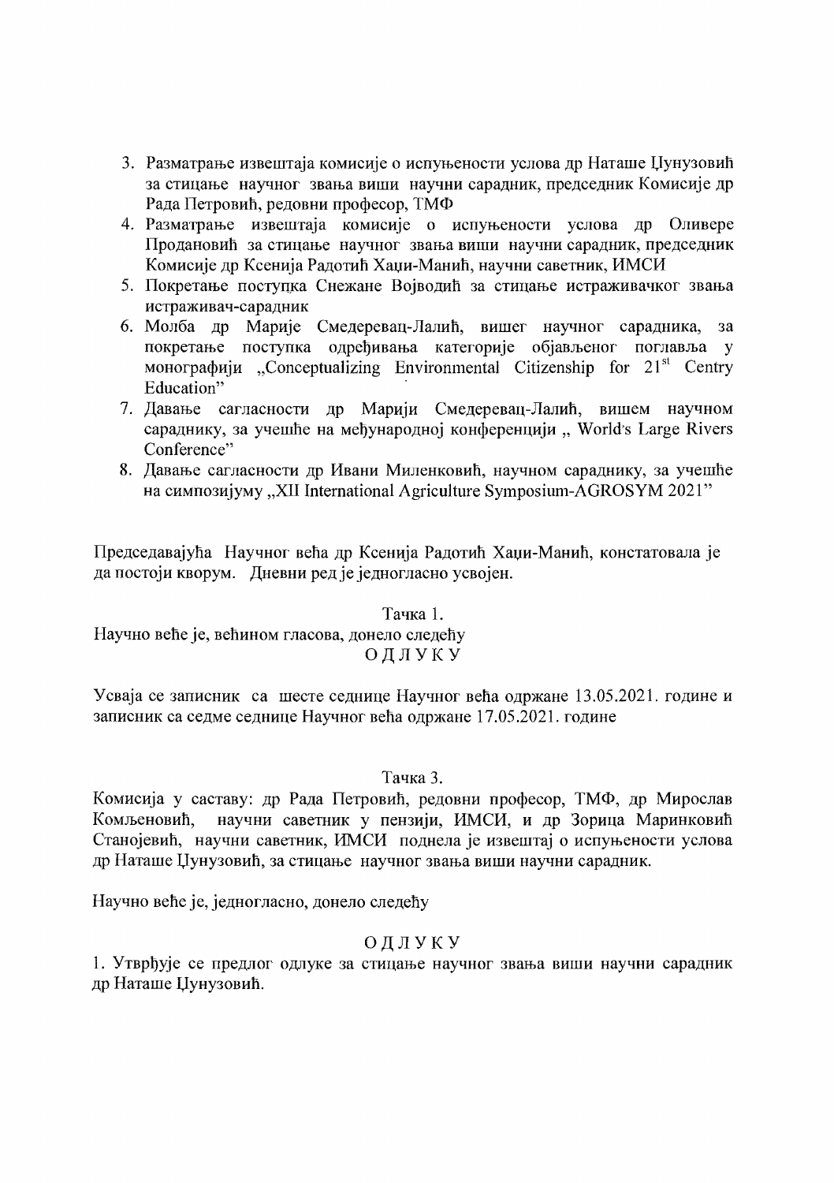3. Разматрање извештаја комисије о испуњености услова др Наташе Џунузовић за стицање научног звања виши научни сарадник, председник Комисије др Рада Петровић, редовни професор, ТМФ
4. Разматрање извештаја комисије о испуњености услова др Оливере Продановић за стицање научног звања виши научни сарадник, председник Комисије др Ксенија Радотић Хаџи-Манић, научни саветник, ИМСИ
5. Покретање поступка Снежане Војводић за стицање истраживачког звања истраживач-сарадник
6. Молба др Марије Смедеревац-Лалић, вишег научног сарадника, за покретање поступка одређивања категорије објављеног поглавља у монографији „Conceptualizing Environmental Citizenship for 21st Centry Education"
7. Давање сагласности др Марији Смедеревац-Лалић, вишем научном сараднику, за учешће на међународној конференцији „ World's Large Rivers Conference"
8. Давање сагласности др Ивани Миленковић, научном сараднику, за учешће на симпозијуму „XII International Agriculture Symposium-AGROSYM 2021"

Председавајућа Научног већа др Ксенија Радотић Хаџи-Манић, констатовала је да постоји кворум. Дневни ред је једногласно усвојен.

Тачка 1.

Научно веће је, већином гласова, донело следећу

ОДЛУКУ

Усваја се записник са шесте седнице Научног већа одржане 13.05.2021. године и записник са седме седнице Научног већа одржане 17.05.2021. године

Тачка 3.

Комисија у саставу: др Рада Петровић, редовни професор, ТМФ, др Мирослав Комљеновић, научни саветник у пензији, ИМСИ, и др Зорица Маринковић Станојевић, научни саветник, ИМСИ поднела је извештај о испуњености услова др Наташе Џунузовић, за стицање научног звања виши научни сарадник.

Научно веће је, једногласно, донело следећу

ОДЛУКУ

1. Утврђује се предлог одлуке за стицање научног звања виши научни сарадник др Наташе Џунузовић.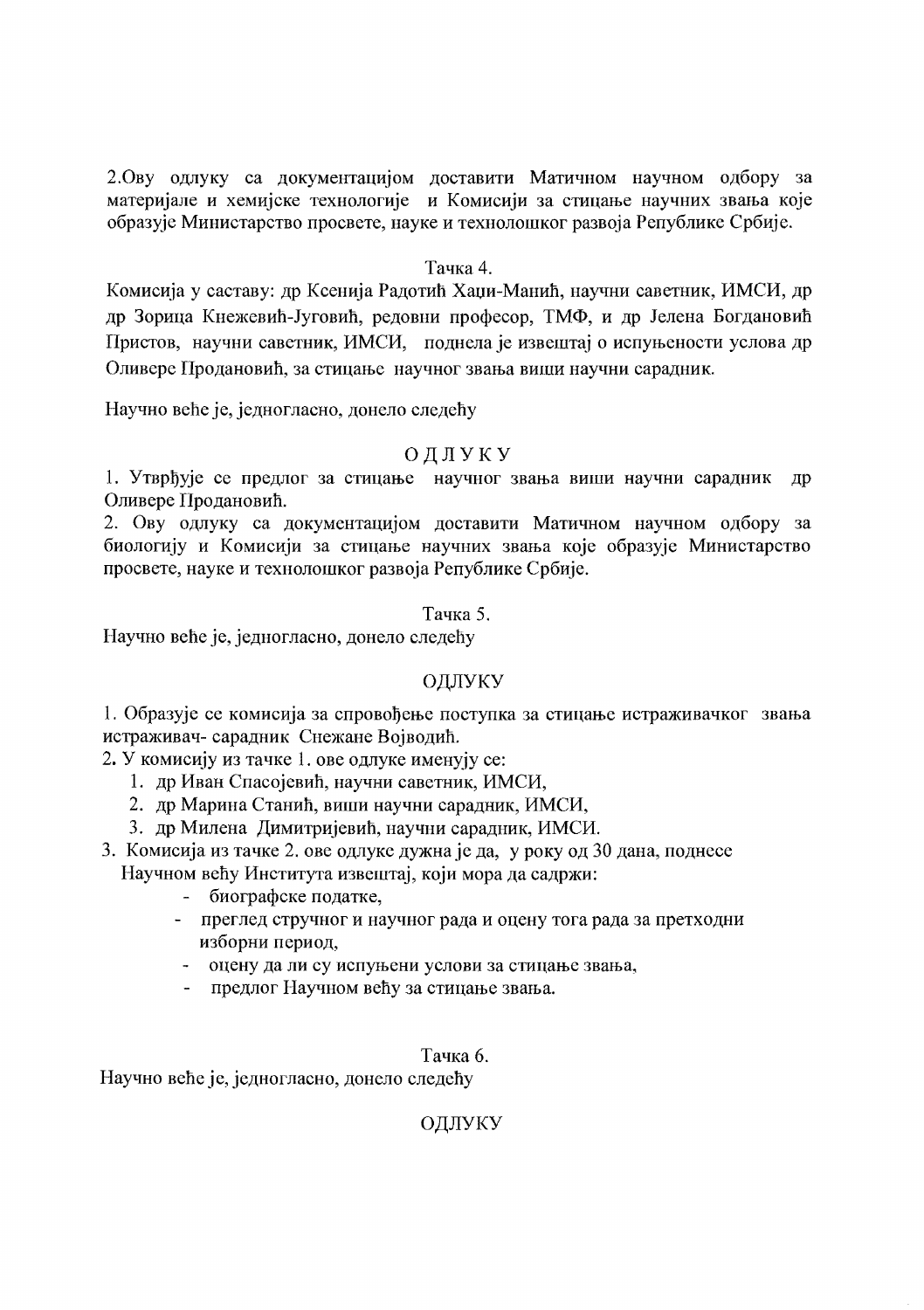2.Ову одлуку са документацијом доставити Матичном научном одбору за материјале и хемијске технологије и Комисији за стицање научних звања које образује Министарство просвете, науке и технолошког развоја Републике Србије.

Тачка 4.

Комисија у саставу: др Ксенија Радотић Хаџи-Манић, научни саветник, ИМСИ, др др Зорица Кнежевић-Југовић, редовни професор, ТМФ, и др Јелена Богдановић Пристов, научни саветник, ИМСИ, поднела је извештај о испуњености услова др Оливере Продановић, за стицање научног звања виши научни сарадник.

Научно веће је, једногласно, донело следећу

ОДЛУКУ

1. Утврђује се предлог за стицање научног звања виши научни сарадник др Оливере Продановић.
2. Ову одлуку са документацијом доставити Матичном научном одбору за биологију и Комисији за стицање научних звања које образује Министарство просвете, науке и технолошког развоја Републике Србије.

Тачка 5.

Научно веће је, једногласно, донело следећу

ОДЛУКУ

1. Образује се комисија за спровођење поступка за стицање истраживачког звања истраживач- сарадник Снежане Војводић.
2. У комисију из тачке 1. ове одлуке именују се:
   1. др Иван Спасојевић, научни саветник, ИМСИ,
   2. др Марина Станић, виши научни сарадник, ИМСИ,
   3. др Милена Димитријевић, научни сарадник, ИМСИ.
3. Комисија из тачке 2. ове одлуке дужна је да, у року од 30 дана, поднесе Научном већу Института извештај, који мора да садржи:
   - биографске податке,
   - преглед стручног и научног рада и оцену тога рада за претходни изборни период,
   - оцену да ли су испуњени услови за стицање звања,
   - предлог Научном већу за стицање звања.

Тачка 6.

Научно веће је, једногласно, донело следећу

ОДЛУКУ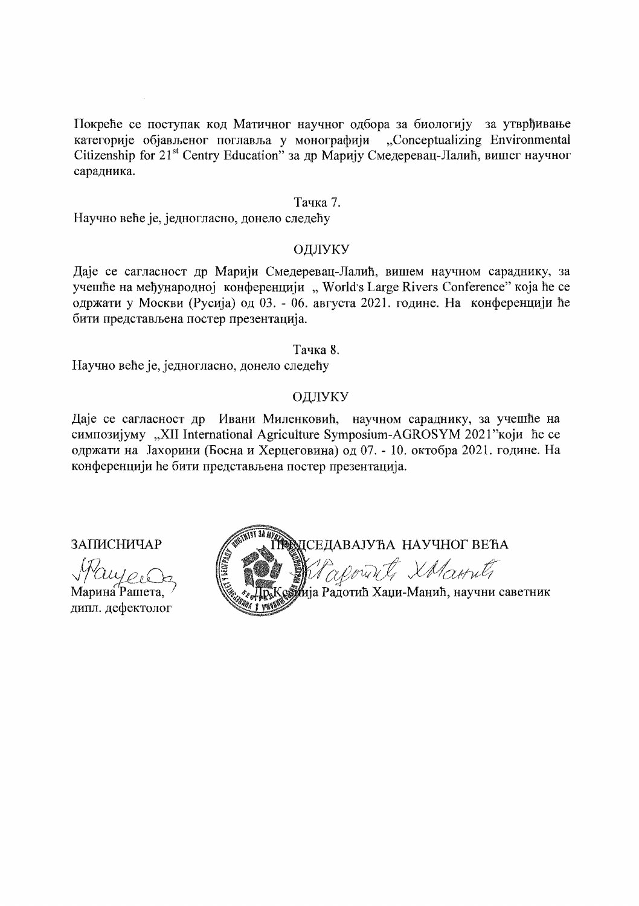Покреће се поступак код Матичног научног одбора за биологију за утврђивање категорије објављеног поглавља у монографији „Conceptualizing Environmental Citizenship for 21st Centry Education" за др Марију Смедеревац-Лалић, вишег научног сарадника.

Тачка 7.

Научно веће је, једногласно, донело следећу

ОДЛУКУ

Даје се сагласност др Марији Смедеревац-Лалић, вишем научном сараднику, за учешће на међународној конференцији „ World's Large Rivers Conference" која ће се одржати у Москви (Русија) од 03. - 06. августа 2021. године. На конференцији ће бити представљена постер презентација.

Тачка 8.

Научно веће је, једногласно, донело следећу

ОДЛУКУ

Даје се сагласност др Ивани Миленковић, научном сараднику, за учешће на симпозијуму „XII International Agriculture Symposium-AGROSYM 2021"који ће се одржати на Јахорини (Босна и Херцеговина) од 07. - 10. октобра 2021. године. На конференцији ће бити представљена постер презентација.

ЗАПИСНИЧАР

Марина Рашета,
дипл. дефектолог

ПРЕДСЕДАВАЈУЋА НАУЧНОГ ВЕЋА

Др Ксенија Радотић Хаџи-Манић, научни саветник